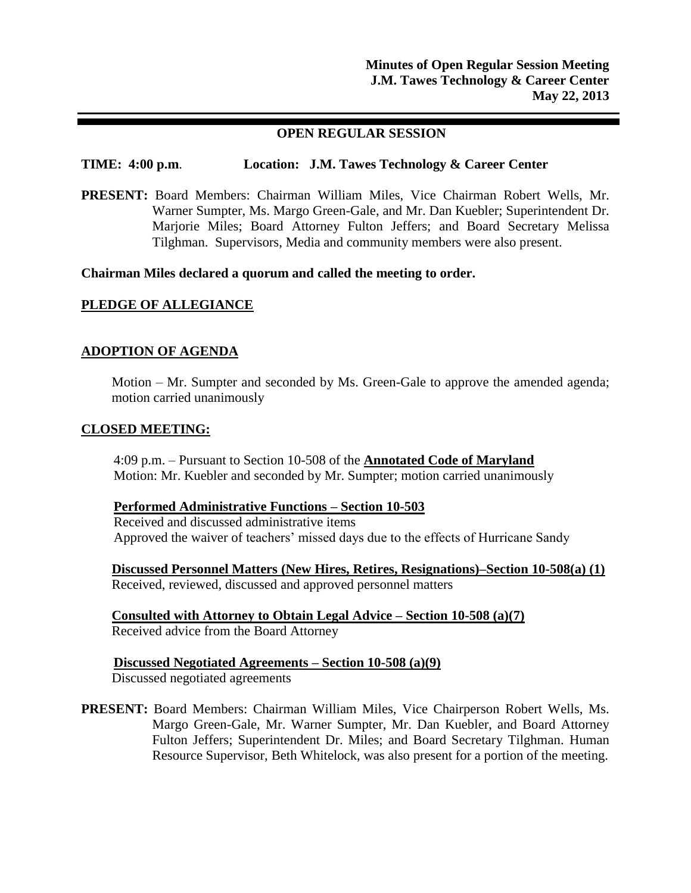**Minutes of Open Regular Session Meeting**
**J.M. Tawes Technology & Career Center**
**May 22, 2013**

## OPEN REGULAR SESSION

**TIME: 4:00 p.m**. **Location: J.M. Tawes Technology & Career Center**

**PRESENT:** Board Members: Chairman William Miles, Vice Chairman Robert Wells, Mr. Warner Sumpter, Ms. Margo Green-Gale, and Mr. Dan Kuebler; Superintendent Dr. Marjorie Miles; Board Attorney Fulton Jeffers; and Board Secretary Melissa Tilghman. Supervisors, Media and community members were also present.

**Chairman Miles declared a quorum and called the meeting to order.**

**PLEDGE OF ALLEGIANCE**

**ADOPTION OF AGENDA**

Motion – Mr. Sumpter and seconded by Ms. Green-Gale to approve the amended agenda; motion carried unanimously

**CLOSED MEETING:**

4:09 p.m. – Pursuant to Section 10-508 of the **Annotated Code of Maryland**
Motion: Mr. Kuebler and seconded by Mr. Sumpter; motion carried unanimously

**Performed Administrative Functions – Section 10-503**
Received and discussed administrative items
Approved the waiver of teachers' missed days due to the effects of Hurricane Sandy

**Discussed Personnel Matters (New Hires, Retires, Resignations)–Section 10-508(a) (1)**
Received, reviewed, discussed and approved personnel matters

**Consulted with Attorney to Obtain Legal Advice – Section 10-508 (a)(7)**
Received advice from the Board Attorney

**Discussed Negotiated Agreements – Section 10-508 (a)(9)**
Discussed negotiated agreements

**PRESENT:** Board Members: Chairman William Miles, Vice Chairperson Robert Wells, Ms. Margo Green-Gale, Mr. Warner Sumpter, Mr. Dan Kuebler, and Board Attorney Fulton Jeffers; Superintendent Dr. Miles; and Board Secretary Tilghman. Human Resource Supervisor, Beth Whitelock, was also present for a portion of the meeting.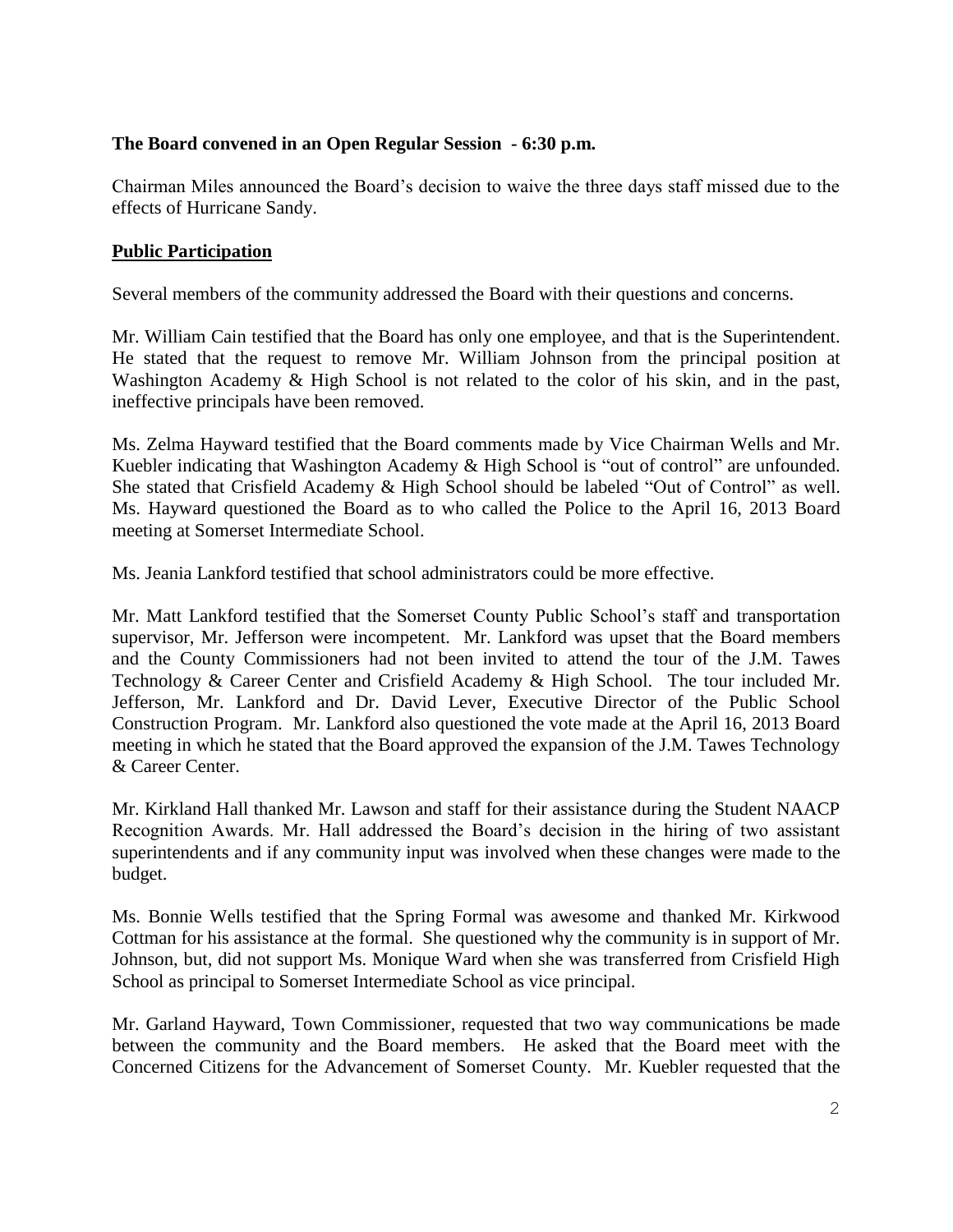**The Board convened in an Open Regular Session - 6:30 p.m.**

Chairman Miles announced the Board's decision to waive the three days staff missed due to the effects of Hurricane Sandy.

**Public Participation**

Several members of the community addressed the Board with their questions and concerns.

Mr. William Cain testified that the Board has only one employee, and that is the Superintendent. He stated that the request to remove Mr. William Johnson from the principal position at Washington Academy & High School is not related to the color of his skin, and in the past, ineffective principals have been removed.

Ms. Zelma Hayward testified that the Board comments made by Vice Chairman Wells and Mr. Kuebler indicating that Washington Academy & High School is "out of control" are unfounded. She stated that Crisfield Academy & High School should be labeled "Out of Control" as well. Ms. Hayward questioned the Board as to who called the Police to the April 16, 2013 Board meeting at Somerset Intermediate School.

Ms. Jeania Lankford testified that school administrators could be more effective.

Mr. Matt Lankford testified that the Somerset County Public School's staff and transportation supervisor, Mr. Jefferson were incompetent. Mr. Lankford was upset that the Board members and the County Commissioners had not been invited to attend the tour of the J.M. Tawes Technology & Career Center and Crisfield Academy & High School. The tour included Mr. Jefferson, Mr. Lankford and Dr. David Lever, Executive Director of the Public School Construction Program. Mr. Lankford also questioned the vote made at the April 16, 2013 Board meeting in which he stated that the Board approved the expansion of the J.M. Tawes Technology & Career Center.

Mr. Kirkland Hall thanked Mr. Lawson and staff for their assistance during the Student NAACP Recognition Awards. Mr. Hall addressed the Board's decision in the hiring of two assistant superintendents and if any community input was involved when these changes were made to the budget.

Ms. Bonnie Wells testified that the Spring Formal was awesome and thanked Mr. Kirkwood Cottman for his assistance at the formal. She questioned why the community is in support of Mr. Johnson, but, did not support Ms. Monique Ward when she was transferred from Crisfield High School as principal to Somerset Intermediate School as vice principal.

Mr. Garland Hayward, Town Commissioner, requested that two way communications be made between the community and the Board members. He asked that the Board meet with the Concerned Citizens for the Advancement of Somerset County. Mr. Kuebler requested that the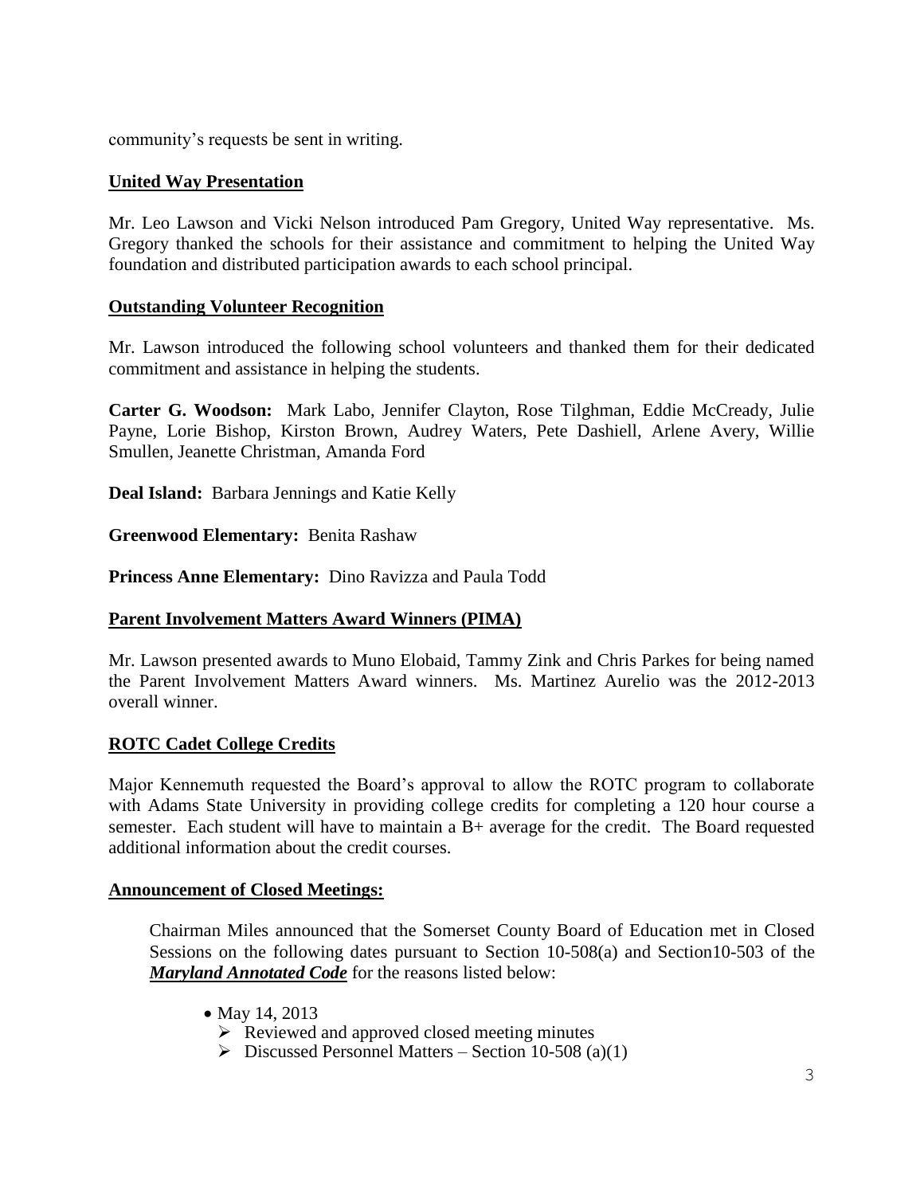community's requests be sent in writing.

**United Way Presentation**

Mr. Leo Lawson and Vicki Nelson introduced Pam Gregory, United Way representative. Ms. Gregory thanked the schools for their assistance and commitment to helping the United Way foundation and distributed participation awards to each school principal.

**Outstanding Volunteer Recognition**

Mr. Lawson introduced the following school volunteers and thanked them for their dedicated commitment and assistance in helping the students.

**Carter G. Woodson:** Mark Labo, Jennifer Clayton, Rose Tilghman, Eddie McCready, Julie Payne, Lorie Bishop, Kirston Brown, Audrey Waters, Pete Dashiell, Arlene Avery, Willie Smullen, Jeanette Christman, Amanda Ford

**Deal Island:** Barbara Jennings and Katie Kelly

**Greenwood Elementary:** Benita Rashaw

**Princess Anne Elementary:** Dino Ravizza and Paula Todd

**Parent Involvement Matters Award Winners (PIMA)**

Mr. Lawson presented awards to Muno Elobaid, Tammy Zink and Chris Parkes for being named the Parent Involvement Matters Award winners. Ms. Martinez Aurelio was the 2012-2013 overall winner.

**ROTC Cadet College Credits**

Major Kennemuth requested the Board's approval to allow the ROTC program to collaborate with Adams State University in providing college credits for completing a 120 hour course a semester. Each student will have to maintain a B+ average for the credit. The Board requested additional information about the credit courses.

**Announcement of Closed Meetings:**

Chairman Miles announced that the Somerset County Board of Education met in Closed Sessions on the following dates pursuant to Section 10-508(a) and Section10-503 of the ***Maryland Annotated Code*** for the reasons listed below:

- May 14, 2013
  - Reviewed and approved closed meeting minutes
  - Discussed Personnel Matters – Section 10-508 (a)(1)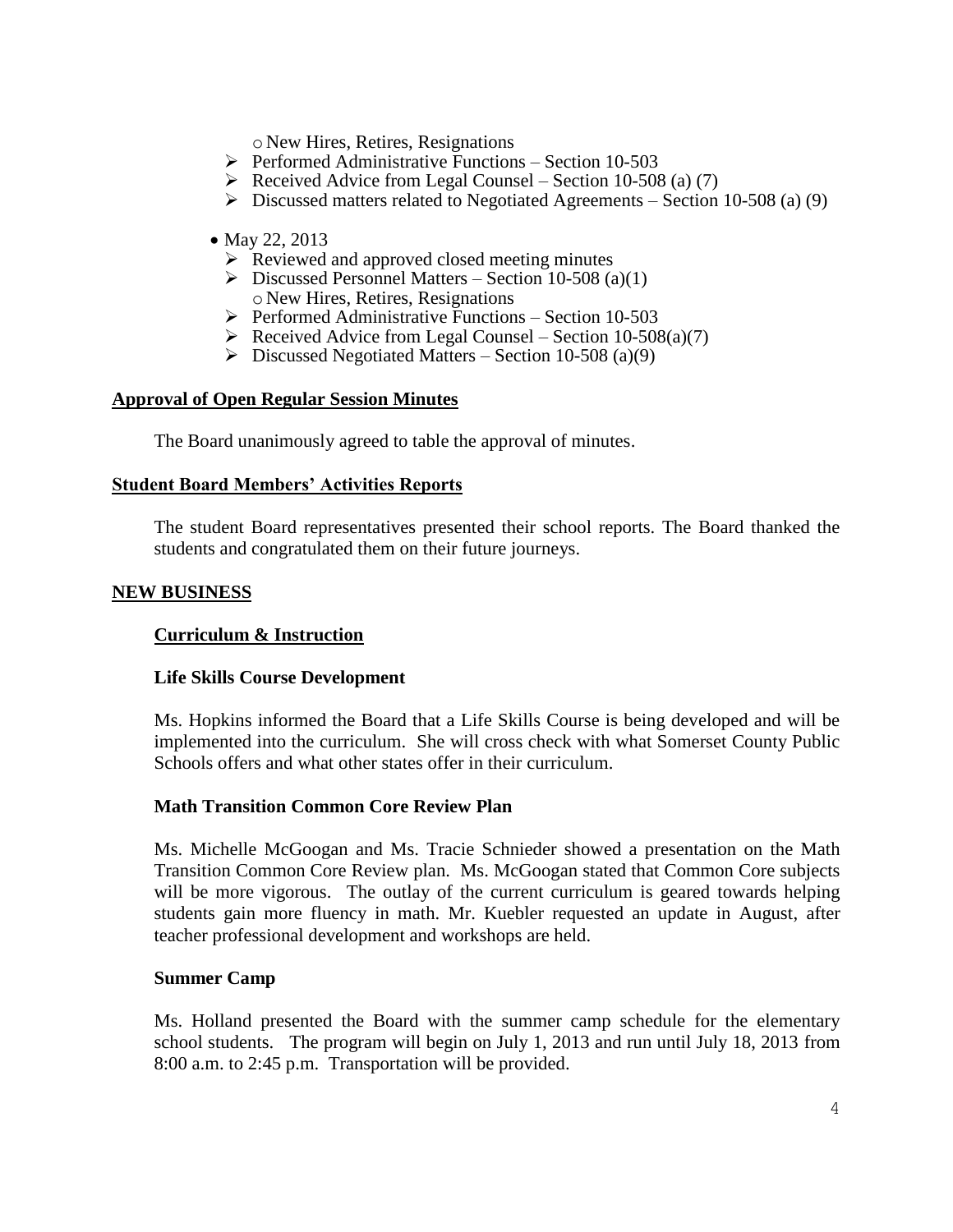- New Hires, Retires, Resignations
  - Performed Administrative Functions – Section 10-503
  - Received Advice from Legal Counsel – Section 10-508 (a) (7)
  - Discussed matters related to Negotiated Agreements – Section 10-508 (a) (9)

- May 22, 2013
  - Reviewed and approved closed meeting minutes
  - Discussed Personnel Matters – Section 10-508 (a)(1)
    - New Hires, Retires, Resignations
  - Performed Administrative Functions – Section 10-503
  - Received Advice from Legal Counsel – Section 10-508(a)(7)
  - Discussed Negotiated Matters – Section 10-508 (a)(9)

**Approval of Open Regular Session Minutes**

The Board unanimously agreed to table the approval of minutes.

**Student Board Members' Activities Reports**

The student Board representatives presented their school reports. The Board thanked the students and congratulated them on their future journeys.

**NEW BUSINESS**

**Curriculum & Instruction**

**Life Skills Course Development**

Ms. Hopkins informed the Board that a Life Skills Course is being developed and will be implemented into the curriculum. She will cross check with what Somerset County Public Schools offers and what other states offer in their curriculum.

**Math Transition Common Core Review Plan**

Ms. Michelle McGoogan and Ms. Tracie Schnieder showed a presentation on the Math Transition Common Core Review plan. Ms. McGoogan stated that Common Core subjects will be more vigorous. The outlay of the current curriculum is geared towards helping students gain more fluency in math. Mr. Kuebler requested an update in August, after teacher professional development and workshops are held.

**Summer Camp**

Ms. Holland presented the Board with the summer camp schedule for the elementary school students. The program will begin on July 1, 2013 and run until July 18, 2013 from 8:00 a.m. to 2:45 p.m. Transportation will be provided.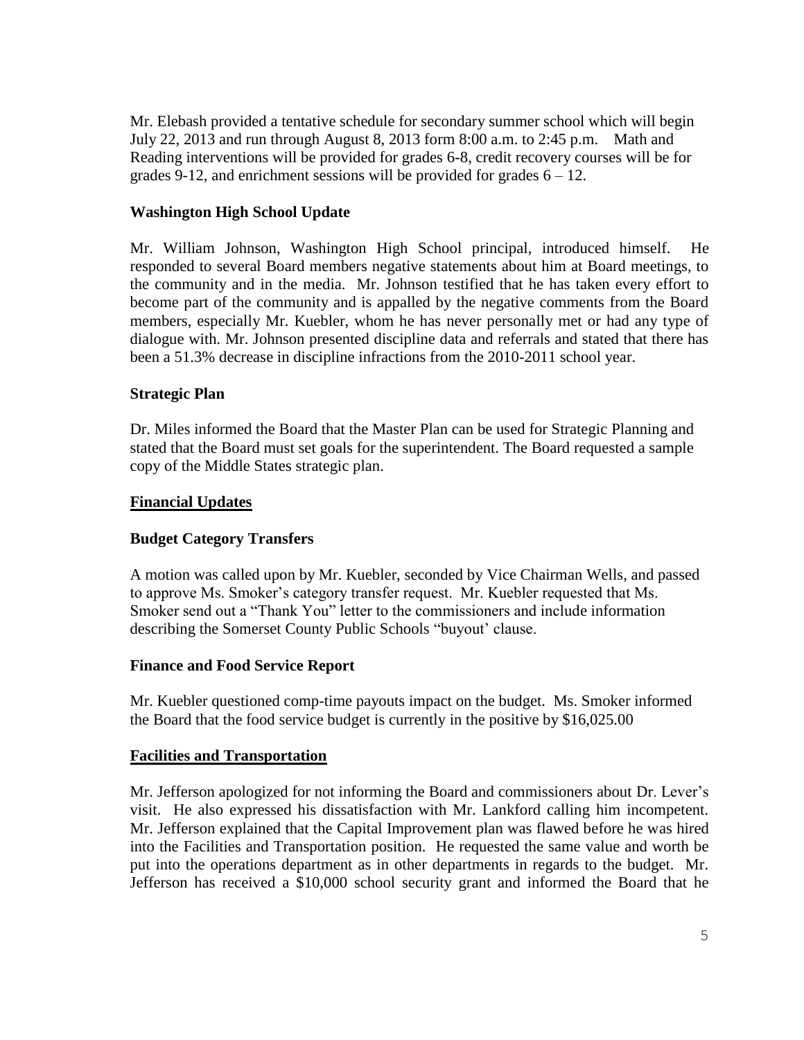Mr. Elebash provided a tentative schedule for secondary summer school which will begin July 22, 2013 and run through August 8, 2013 form 8:00 a.m. to 2:45 p.m. Math and Reading interventions will be provided for grades 6-8, credit recovery courses will be for grades 9-12, and enrichment sessions will be provided for grades 6 – 12.

**Washington High School Update**

Mr. William Johnson, Washington High School principal, introduced himself. He responded to several Board members negative statements about him at Board meetings, to the community and in the media. Mr. Johnson testified that he has taken every effort to become part of the community and is appalled by the negative comments from the Board members, especially Mr. Kuebler, whom he has never personally met or had any type of dialogue with. Mr. Johnson presented discipline data and referrals and stated that there has been a 51.3% decrease in discipline infractions from the 2010-2011 school year.

**Strategic Plan**

Dr. Miles informed the Board that the Master Plan can be used for Strategic Planning and stated that the Board must set goals for the superintendent. The Board requested a sample copy of the Middle States strategic plan.

**Financial Updates**

**Budget Category Transfers**

A motion was called upon by Mr. Kuebler, seconded by Vice Chairman Wells, and passed to approve Ms. Smoker's category transfer request. Mr. Kuebler requested that Ms. Smoker send out a "Thank You" letter to the commissioners and include information describing the Somerset County Public Schools "buyout' clause.

**Finance and Food Service Report**

Mr. Kuebler questioned comp-time payouts impact on the budget. Ms. Smoker informed the Board that the food service budget is currently in the positive by $16,025.00

**Facilities and Transportation**

Mr. Jefferson apologized for not informing the Board and commissioners about Dr. Lever's visit. He also expressed his dissatisfaction with Mr. Lankford calling him incompetent. Mr. Jefferson explained that the Capital Improvement plan was flawed before he was hired into the Facilities and Transportation position. He requested the same value and worth be put into the operations department as in other departments in regards to the budget. Mr. Jefferson has received a $10,000 school security grant and informed the Board that he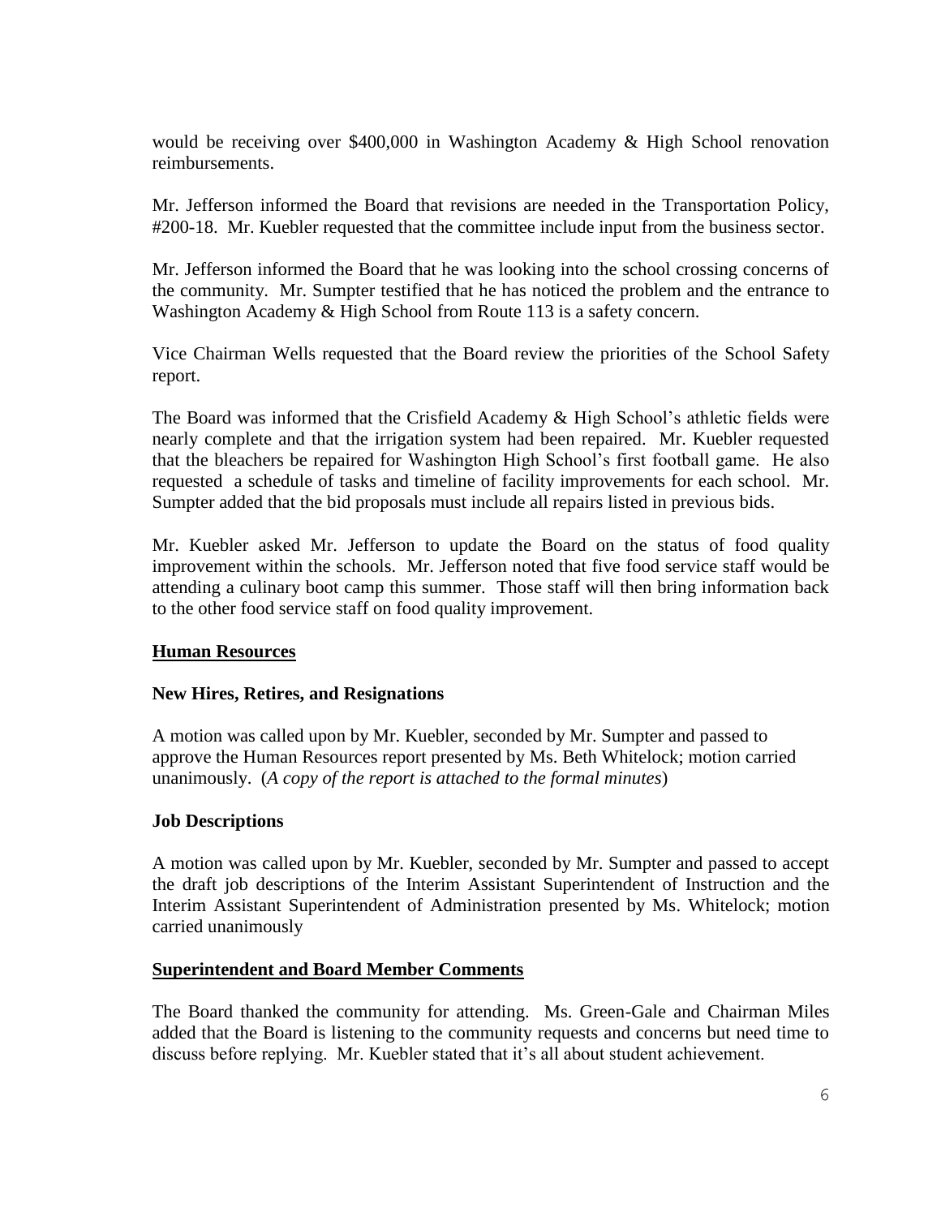would be receiving over $400,000 in Washington Academy & High School renovation reimbursements.

Mr. Jefferson informed the Board that revisions are needed in the Transportation Policy, #200-18. Mr. Kuebler requested that the committee include input from the business sector.

Mr. Jefferson informed the Board that he was looking into the school crossing concerns of the community. Mr. Sumpter testified that he has noticed the problem and the entrance to Washington Academy & High School from Route 113 is a safety concern.

Vice Chairman Wells requested that the Board review the priorities of the School Safety report.

The Board was informed that the Crisfield Academy & High School's athletic fields were nearly complete and that the irrigation system had been repaired. Mr. Kuebler requested that the bleachers be repaired for Washington High School's first football game. He also requested a schedule of tasks and timeline of facility improvements for each school. Mr. Sumpter added that the bid proposals must include all repairs listed in previous bids.

Mr. Kuebler asked Mr. Jefferson to update the Board on the status of food quality improvement within the schools. Mr. Jefferson noted that five food service staff would be attending a culinary boot camp this summer. Those staff will then bring information back to the other food service staff on food quality improvement.

## Human Resources

### New Hires, Retires, and Resignations

A motion was called upon by Mr. Kuebler, seconded by Mr. Sumpter and passed to approve the Human Resources report presented by Ms. Beth Whitelock; motion carried unanimously. (*A copy of the report is attached to the formal minutes*)

### Job Descriptions

A motion was called upon by Mr. Kuebler, seconded by Mr. Sumpter and passed to accept the draft job descriptions of the Interim Assistant Superintendent of Instruction and the Interim Assistant Superintendent of Administration presented by Ms. Whitelock; motion carried unanimously

## Superintendent and Board Member Comments

The Board thanked the community for attending. Ms. Green-Gale and Chairman Miles added that the Board is listening to the community requests and concerns but need time to discuss before replying. Mr. Kuebler stated that it's all about student achievement.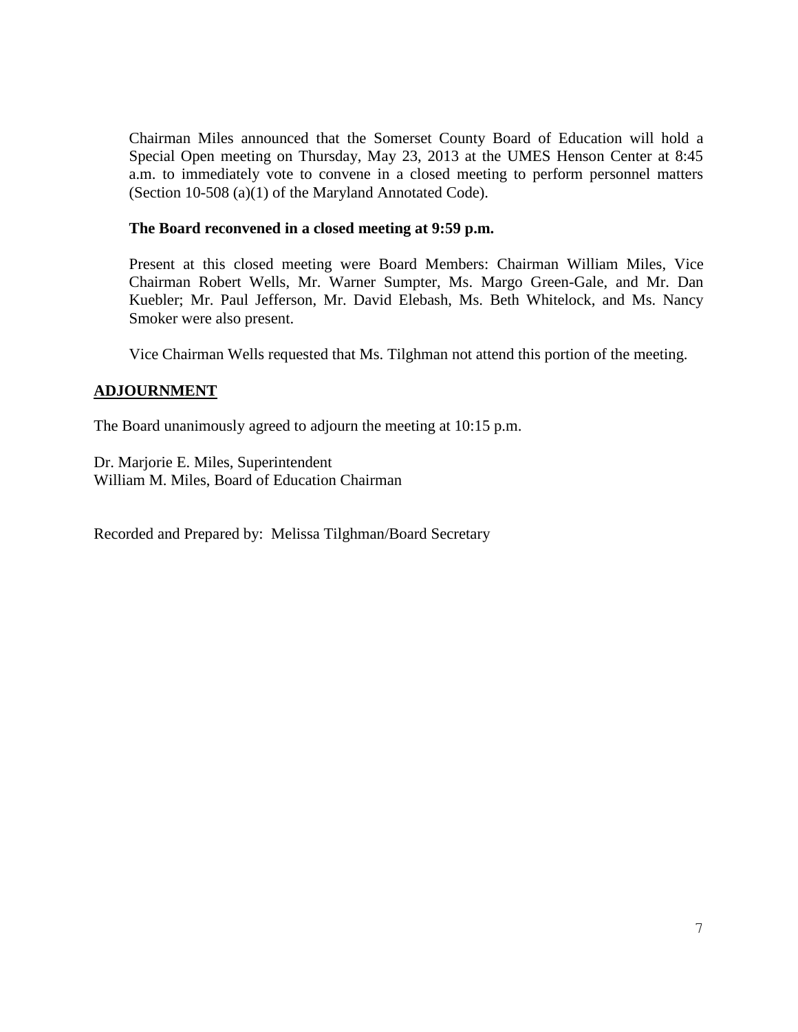Chairman Miles announced that the Somerset County Board of Education will hold a Special Open meeting on Thursday, May 23, 2013 at the UMES Henson Center at 8:45 a.m. to immediately vote to convene in a closed meeting to perform personnel matters (Section 10-508 (a)(1) of the Maryland Annotated Code).

**The Board reconvened in a closed meeting at 9:59 p.m.**

Present at this closed meeting were Board Members: Chairman William Miles, Vice Chairman Robert Wells, Mr. Warner Sumpter, Ms. Margo Green-Gale, and Mr. Dan Kuebler; Mr. Paul Jefferson, Mr. David Elebash, Ms. Beth Whitelock, and Ms. Nancy Smoker were also present.

Vice Chairman Wells requested that Ms. Tilghman not attend this portion of the meeting.

## ADJOURNMENT

The Board unanimously agreed to adjourn the meeting at 10:15 p.m.

Dr. Marjorie E. Miles, Superintendent
William M. Miles, Board of Education Chairman

Recorded and Prepared by: Melissa Tilghman/Board Secretary